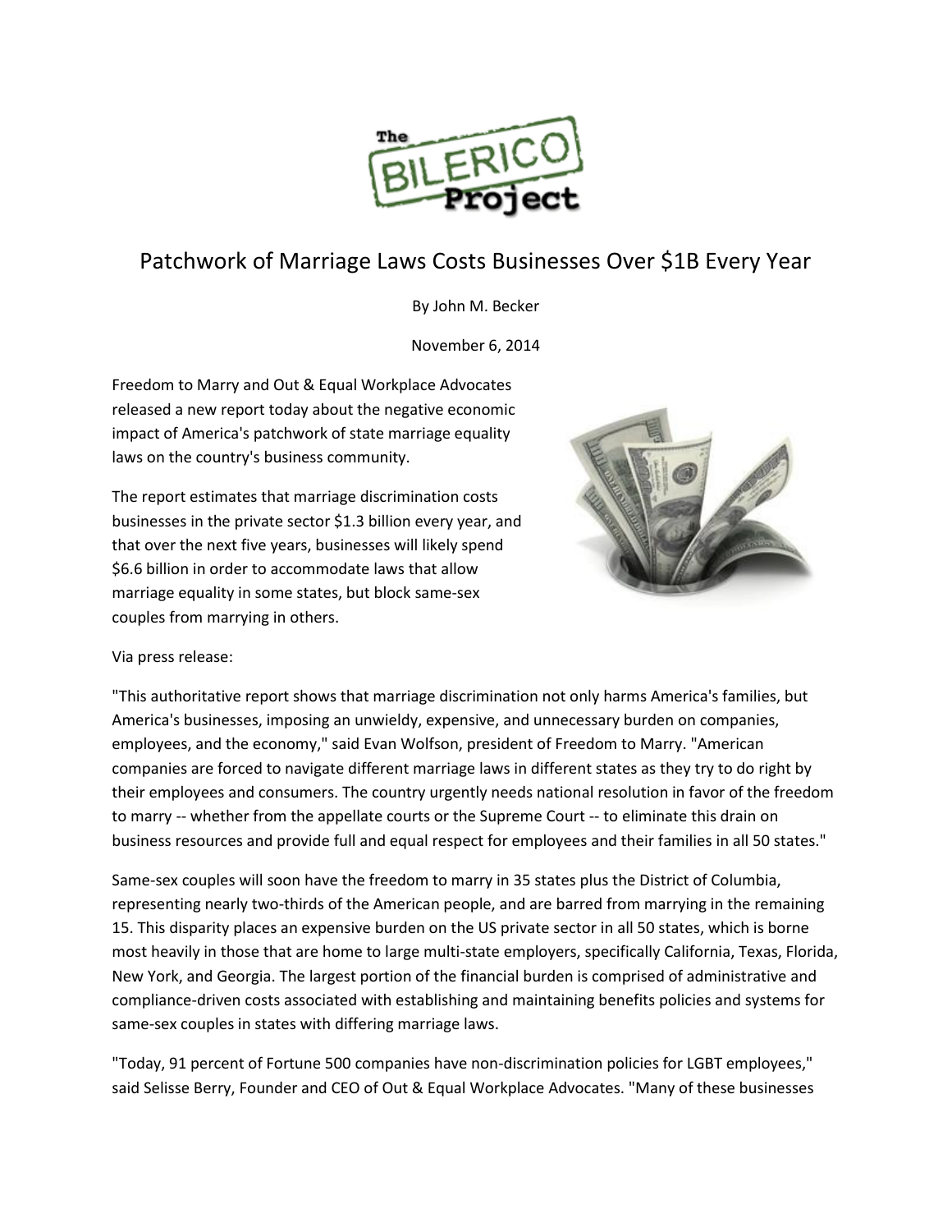The BILERICO Project

# Patchwork of Marriage Laws Costs Businesses Over $1B Every Year

By John M. Becker

November 6, 2014

Freedom to Marry and Out & Equal Workplace Advocates released a new report today about the negative economic impact of America's patchwork of state marriage equality laws on the country's business community.

The report estimates that marriage discrimination costs businesses in the private sector $1.3 billion every year, and that over the next five years, businesses will likely spend $6.6 billion in order to accommodate laws that allow marriage equality in some states, but block same-sex couples from marrying in others.

Via press release:

"This authoritative report shows that marriage discrimination not only harms America's families, but America's businesses, imposing an unwieldy, expensive, and unnecessary burden on companies, employees, and the economy," said Evan Wolfson, president of Freedom to Marry. "American companies are forced to navigate different marriage laws in different states as they try to do right by their employees and consumers. The country urgently needs national resolution in favor of the freedom to marry -- whether from the appellate courts or the Supreme Court -- to eliminate this drain on business resources and provide full and equal respect for employees and their families in all 50 states."

Same-sex couples will soon have the freedom to marry in 35 states plus the District of Columbia, representing nearly two-thirds of the American people, and are barred from marrying in the remaining 15. This disparity places an expensive burden on the US private sector in all 50 states, which is borne most heavily in those that are home to large multi-state employers, specifically California, Texas, Florida, New York, and Georgia. The largest portion of the financial burden is comprised of administrative and compliance-driven costs associated with establishing and maintaining benefits policies and systems for same-sex couples in states with differing marriage laws.

"Today, 91 percent of Fortune 500 companies have non-discrimination policies for LGBT employees," said Selisse Berry, Founder and CEO of Out & Equal Workplace Advocates. "Many of these businesses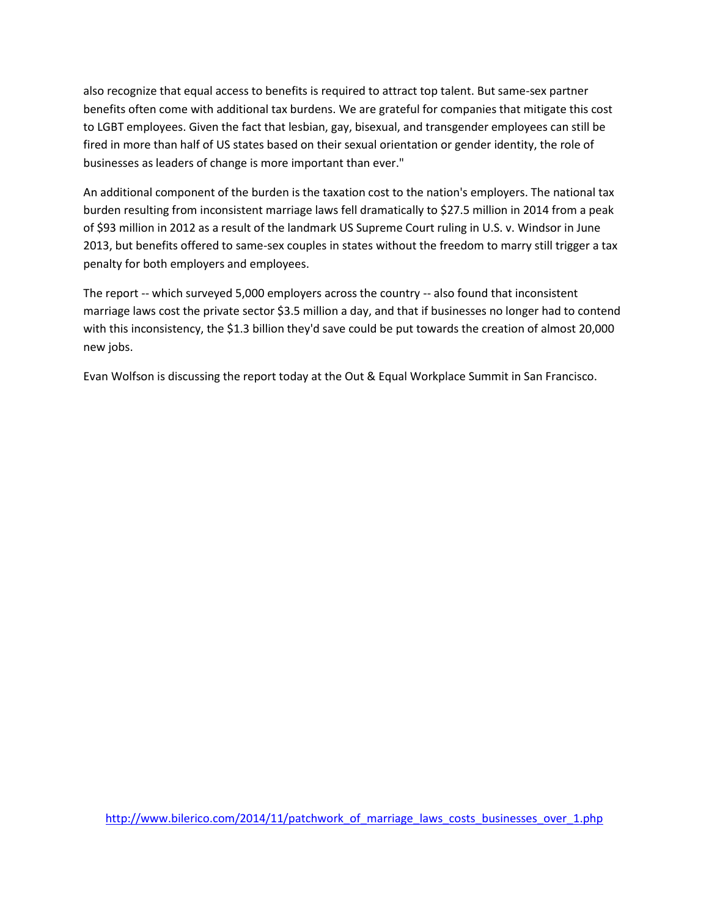also recognize that equal access to benefits is required to attract top talent. But same-sex partner benefits often come with additional tax burdens. We are grateful for companies that mitigate this cost to LGBT employees. Given the fact that lesbian, gay, bisexual, and transgender employees can still be fired in more than half of US states based on their sexual orientation or gender identity, the role of businesses as leaders of change is more important than ever."

An additional component of the burden is the taxation cost to the nation's employers. The national tax burden resulting from inconsistent marriage laws fell dramatically to $27.5 million in 2014 from a peak of $93 million in 2012 as a result of the landmark US Supreme Court ruling in U.S. v. Windsor in June 2013, but benefits offered to same-sex couples in states without the freedom to marry still trigger a tax penalty for both employers and employees.

The report -- which surveyed 5,000 employers across the country -- also found that inconsistent marriage laws cost the private sector $3.5 million a day, and that if businesses no longer had to contend with this inconsistency, the $1.3 billion they'd save could be put towards the creation of almost 20,000 new jobs.

Evan Wolfson is discussing the report today at the Out & Equal Workplace Summit in San Francisco.

http://www.bilerico.com/2014/11/patchwork_of_marriage_laws_costs_businesses_over_1.php